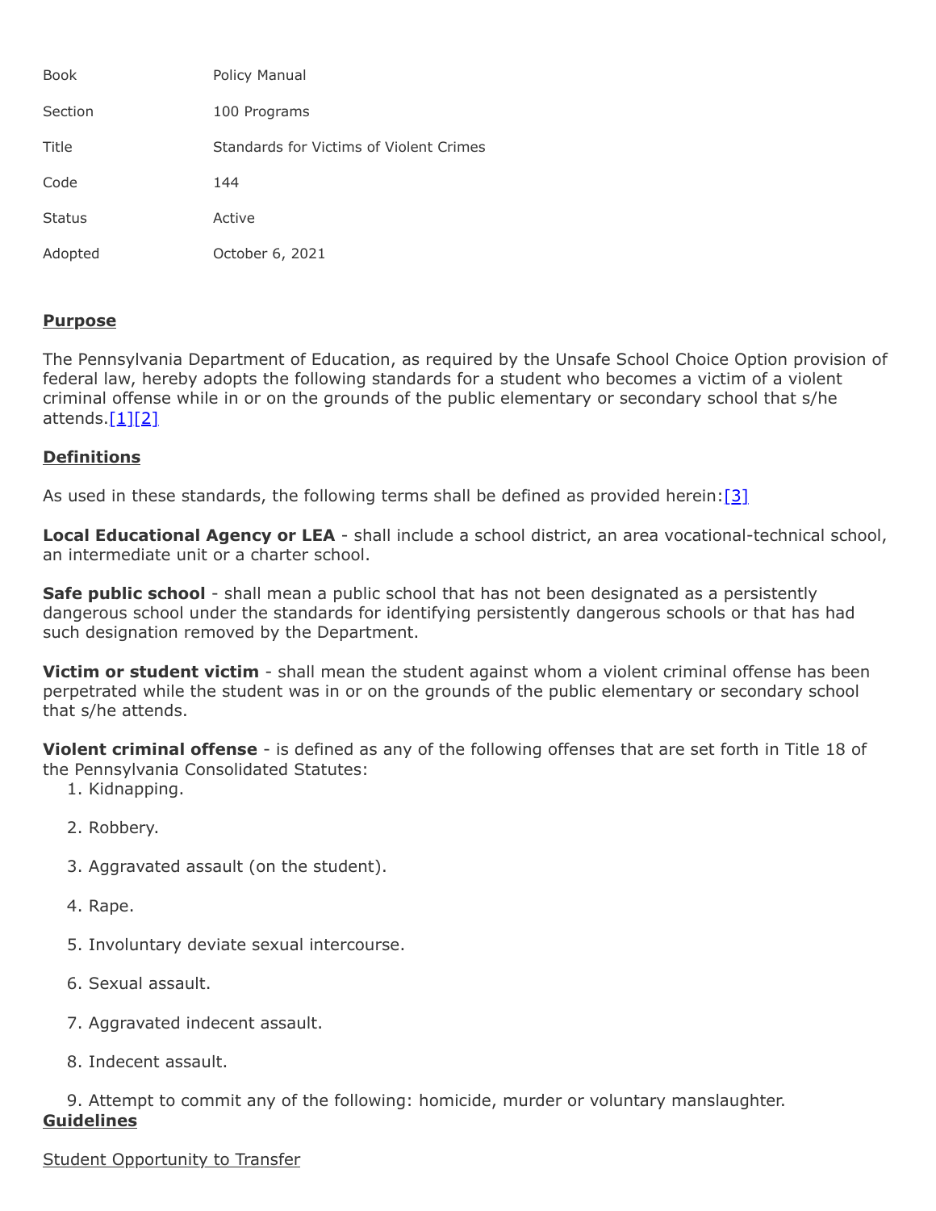| Book | Policy Manual |
| --- | --- |
| Section | 100 Programs |
| Title | Standards for Victims of Violent Crimes |
| Code | 144 |
| Status | Active |
| Adopted | October 6, 2021 |

## Purpose

The Pennsylvania Department of Education, as required by the Unsafe School Choice Option provision of federal law, hereby adopts the following standards for a student who becomes a victim of a violent criminal offense while in or on the grounds of the public elementary or secondary school that s/he attends.[1][2]

## Definitions

As used in these standards, the following terms shall be defined as provided herein:[3]

**Local Educational Agency or LEA** - shall include a school district, an area vocational-technical school, an intermediate unit or a charter school.

**Safe public school** - shall mean a public school that has not been designated as a persistently dangerous school under the standards for identifying persistently dangerous schools or that has had such designation removed by the Department.

**Victim or student victim** - shall mean the student against whom a violent criminal offense has been perpetrated while the student was in or on the grounds of the public elementary or secondary school that s/he attends.

**Violent criminal offense** - is defined as any of the following offenses that are set forth in Title 18 of the Pennsylvania Consolidated Statutes:

1. Kidnapping.
2. Robbery.
3. Aggravated assault (on the student).
4. Rape.
5. Involuntary deviate sexual intercourse.
6. Sexual assault.
7. Aggravated indecent assault.
8. Indecent assault.
9. Attempt to commit any of the following: homicide, murder or voluntary manslaughter.

## Guidelines

Student Opportunity to Transfer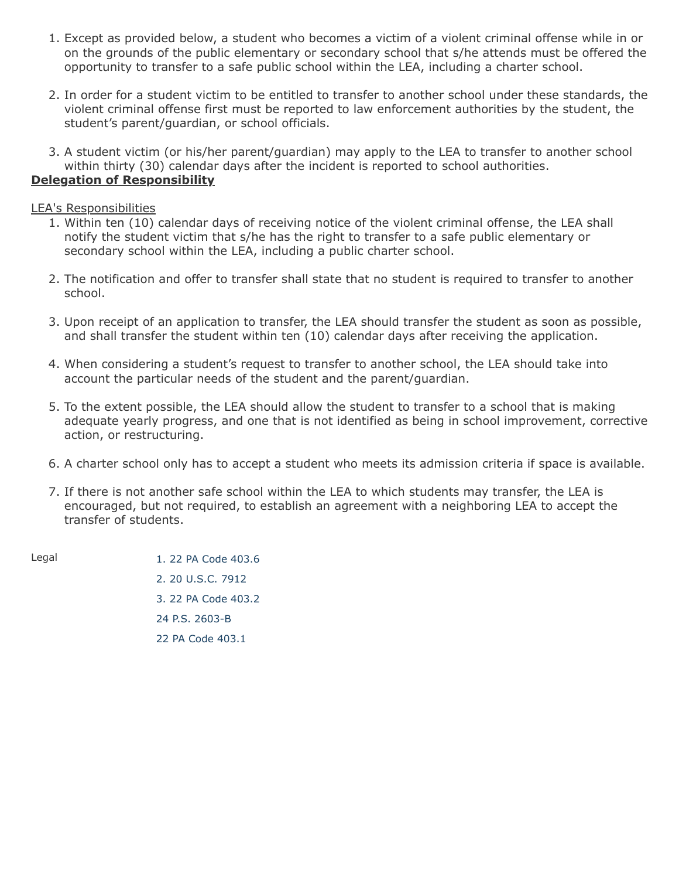1. Except as provided below, a student who becomes a victim of a violent criminal offense while in or on the grounds of the public elementary or secondary school that s/he attends must be offered the opportunity to transfer to a safe public school within the LEA, including a charter school.

2. In order for a student victim to be entitled to transfer to another school under these standards, the violent criminal offense first must be reported to law enforcement authorities by the student, the student's parent/guardian, or school officials.

3. A student victim (or his/her parent/guardian) may apply to the LEA to transfer to another school within thirty (30) calendar days after the incident is reported to school authorities.

**Delegation of Responsibility**

LEA's Responsibilities

1. Within ten (10) calendar days of receiving notice of the violent criminal offense, the LEA shall notify the student victim that s/he has the right to transfer to a safe public elementary or secondary school within the LEA, including a public charter school.

2. The notification and offer to transfer shall state that no student is required to transfer to another school.

3. Upon receipt of an application to transfer, the LEA should transfer the student as soon as possible, and shall transfer the student within ten (10) calendar days after receiving the application.

4. When considering a student's request to transfer to another school, the LEA should take into account the particular needs of the student and the parent/guardian.

5. To the extent possible, the LEA should allow the student to transfer to a school that is making adequate yearly progress, and one that is not identified as being in school improvement, corrective action, or restructuring.

6. A charter school only has to accept a student who meets its admission criteria if space is available.

7. If there is not another safe school within the LEA to which students may transfer, the LEA is encouraged, but not required, to establish an agreement with a neighboring LEA to accept the transfer of students.

Legal

1. 22 PA Code 403.6
2. 20 U.S.C. 7912
3. 22 PA Code 403.2

24 P.S. 2603-B

22 PA Code 403.1